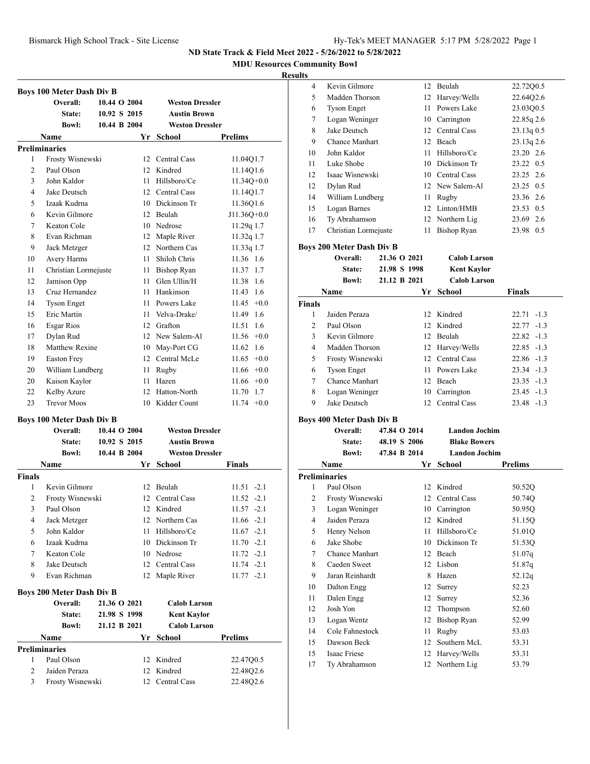## ND State Track & Field Meet 2022 - 5/26/2022 to 5/28/2022

**MDU Resources Community Bowl**

**Results**

### Boys 100 Meter Dash Div B

| | | | |
|---|---|---|---|
| **Overall:** | 10.44 O 2004 | | **Weston Dressler** |
| **State:** | 10.92 S 2015 | | **Austin Brown** |
| **Bowl:** | 10.44 B 2004 | | **Weston Dressler** |

**Preliminaries**

| | Name | Yr | School | Prelims |
|---|---|---|---|---|
| 1 | Frosty Wisnewski | 12 | Central Cass | 11.04Q1.7 |
| 2 | Paul Olson | 12 | Kindred | 11.14Q1.6 |
| 3 | John Kaldor | 11 | Hillsboro/Ce | 11.34Q+0.0 |
| 4 | Jake Deutsch | 12 | Central Cass | 11.14Q1.7 |
| 5 | Izaak Kudrna | 10 | Dickinson Tr | 11.36Q1.6 |
| 6 | Kevin Gilmore | 12 | Beulah | J11.36Q+0.0 |
| 7 | Keaton Cole | 10 | Nedrose | 11.29q 1.7 |
| 8 | Evan Richman | 12 | Maple River | 11.32q 1.7 |
| 9 | Jack Metzger | 12 | Northern Cas | 11.33q 1.7 |
| 10 | Avery Harms | 11 | Shiloh Chris | 11.36 1.6 |
| 11 | Christian Lormejuste | 11 | Bishop Ryan | 11.37 1.7 |
| 12 | Jamison Opp | 11 | Glen Ullin/H | 11.38 1.6 |
| 13 | Cruz Hernandez | 11 | Hankinson | 11.43 1.6 |
| 14 | Tyson Enget | 11 | Powers Lake | 11.45 +0.0 |
| 15 | Eric Martin | 11 | Velva-Drake/ | 11.49 1.6 |
| 16 | Esgar Rios | 12 | Grafton | 11.51 1.6 |
| 17 | Dylan Rud | 12 | New Salem-Al | 11.56 +0.0 |
| 18 | Matthew Rexine | 10 | May-Port CG | 11.62 1.6 |
| 19 | Easton Frey | 12 | Central McLe | 11.65 +0.0 |
| 20 | William Lundberg | 11 | Rugby | 11.66 +0.0 |
| 20 | Kaison Kaylor | 11 | Hazen | 11.66 +0.0 |
| 22 | Kelby Azure | 12 | Hatton-North | 11.70 1.7 |
| 23 | Trevor Moos | 10 | Kidder Count | 11.74 +0.0 |

### Boys 100 Meter Dash Div B

| | | | |
|---|---|---|---|
| **Overall:** | 10.44 O 2004 | | **Weston Dressler** |
| **State:** | 10.92 S 2015 | | **Austin Brown** |
| **Bowl:** | 10.44 B 2004 | | **Weston Dressler** |

**Finals**

| | Name | Yr | School | Finals |
|---|---|---|---|---|
| 1 | Kevin Gilmore | 12 | Beulah | 11.51 -2.1 |
| 2 | Frosty Wisnewski | 12 | Central Cass | 11.52 -2.1 |
| 3 | Paul Olson | 12 | Kindred | 11.57 -2.1 |
| 4 | Jack Metzger | 12 | Northern Cas | 11.66 -2.1 |
| 5 | John Kaldor | 11 | Hillsboro/Ce | 11.67 -2.1 |
| 6 | Izaak Kudrna | 10 | Dickinson Tr | 11.70 -2.1 |
| 7 | Keaton Cole | 10 | Nedrose | 11.72 -2.1 |
| 8 | Jake Deutsch | 12 | Central Cass | 11.74 -2.1 |
| 9 | Evan Richman | 12 | Maple River | 11.77 -2.1 |

### Boys 200 Meter Dash Div B

| | | | |
|---|---|---|---|
| **Overall:** | 21.36 O 2021 | | **Calob Larson** |
| **State:** | 21.98 S 1998 | | **Kent Kaylor** |
| **Bowl:** | 21.12 B 2021 | | **Calob Larson** |

**Preliminaries**

| | Name | Yr | School | Prelims |
|---|---|---|---|---|
| 1 | Paul Olson | 12 | Kindred | 22.47Q0.5 |
| 2 | Jaiden Peraza | 12 | Kindred | 22.48Q2.6 |
| 3 | Frosty Wisnewski | 12 | Central Cass | 22.48Q2.6 |
| 4 | Kevin Gilmore | 12 | Beulah | 22.72Q0.5 |
| 5 | Madden Thorson | 12 | Harvey/Wells | 22.64Q2.6 |
| 6 | Tyson Enget | 11 | Powers Lake | 23.03Q0.5 |
| 7 | Logan Weninger | 10 | Carrington | 22.85q 2.6 |
| 8 | Jake Deutsch | 12 | Central Cass | 23.13q 0.5 |
| 9 | Chance Manhart | 12 | Beach | 23.13q 2.6 |
| 10 | John Kaldor | 11 | Hillsboro/Ce | 23.20 2.6 |
| 11 | Luke Shobe | 10 | Dickinson Tr | 23.22 0.5 |
| 12 | Isaac Wisnewski | 10 | Central Cass | 23.25 2.6 |
| 12 | Dylan Rud | 12 | New Salem-Al | 23.25 0.5 |
| 14 | William Lundberg | 11 | Rugby | 23.36 2.6 |
| 15 | Logan Barnes | 12 | Linton/HMB | 23.53 0.5 |
| 16 | Ty Abrahamson | 12 | Northern Lig | 23.69 2.6 |
| 17 | Christian Lormejuste | 11 | Bishop Ryan | 23.98 0.5 |

### Boys 200 Meter Dash Div B

| | | | |
|---|---|---|---|
| **Overall:** | 21.36 O 2021 | | **Calob Larson** |
| **State:** | 21.98 S 1998 | | **Kent Kaylor** |
| **Bowl:** | 21.12 B 2021 | | **Calob Larson** |

**Finals**

| | Name | Yr | School | Finals |
|---|---|---|---|---|
| 1 | Jaiden Peraza | 12 | Kindred | 22.71 -1.3 |
| 2 | Paul Olson | 12 | Kindred | 22.77 -1.3 |
| 3 | Kevin Gilmore | 12 | Beulah | 22.82 -1.3 |
| 4 | Madden Thorson | 12 | Harvey/Wells | 22.85 -1.3 |
| 5 | Frosty Wisnewski | 12 | Central Cass | 22.86 -1.3 |
| 6 | Tyson Enget | 11 | Powers Lake | 23.34 -1.3 |
| 7 | Chance Manhart | 12 | Beach | 23.35 -1.3 |
| 8 | Logan Weninger | 10 | Carrington | 23.45 -1.3 |
| 9 | Jake Deutsch | 12 | Central Cass | 23.48 -1.3 |

### Boys 400 Meter Dash Div B

| | | | |
|---|---|---|---|
| **Overall:** | 47.84 O 2014 | | **Landon Jochim** |
| **State:** | 48.19 S 2006 | | **Blake Bowers** |
| **Bowl:** | 47.84 B 2014 | | **Landon Jochim** |

**Preliminaries**

| | Name | Yr | School | Prelims |
|---|---|---|---|---|
| 1 | Paul Olson | 12 | Kindred | 50.52Q |
| 2 | Frosty Wisnewski | 12 | Central Cass | 50.74Q |
| 3 | Logan Weninger | 10 | Carrington | 50.95Q |
| 4 | Jaiden Peraza | 12 | Kindred | 51.15Q |
| 5 | Henry Nelson | 11 | Hillsboro/Ce | 51.01Q |
| 6 | Jake Shobe | 10 | Dickinson Tr | 51.53Q |
| 7 | Chance Manhart | 12 | Beach | 51.07q |
| 8 | Caeden Sweet | 12 | Lisbon | 51.87q |
| 9 | Jaran Reinhardt | 8 | Hazen | 52.12q |
| 10 | Dalton Engg | 12 | Surrey | 52.23 |
| 11 | Dalen Engg | 12 | Surrey | 52.36 |
| 12 | Josh Yon | 12 | Thompson | 52.60 |
| 13 | Logan Wentz | 12 | Bishop Ryan | 52.99 |
| 14 | Cole Fahnestock | 11 | Rugby | 53.03 |
| 15 | Dawson Beck | 12 | Southern McL | 53.31 |
| 15 | Isaac Friese | 12 | Harvey/Wells | 53.31 |
| 17 | Ty Abrahamson | 12 | Northern Lig | 53.79 |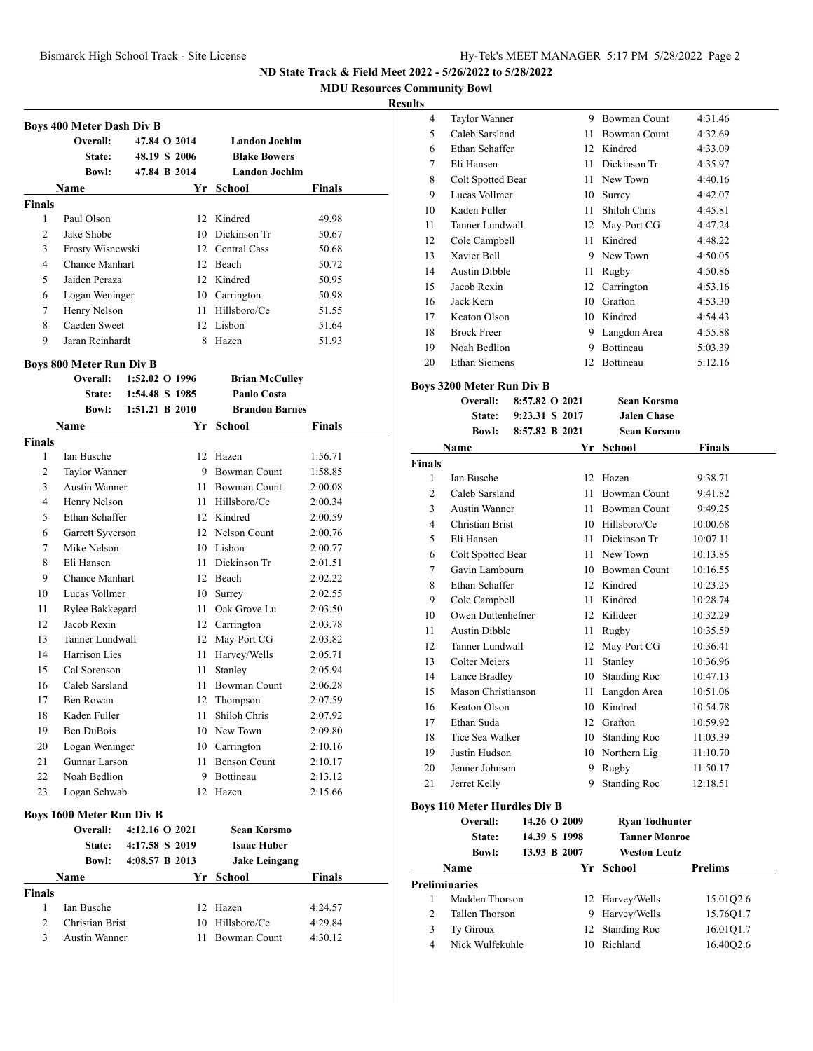ND State Track & Field Meet 2022 - 5/26/2022 to 5/28/2022

MDU Resources Community Bowl

Results

### Boys 400 Meter Dash Div B

| | | | |
|---|---|---|---|
| Overall: | 47.84 O 2014 | Landon Jochim | |
| State: | 48.19 S 2006 | Blake Bowers | |
| Bowl: | 47.84 B 2014 | Landon Jochim | |

**Finals**

| | Name | Yr | School | Finals |
|---|---|---|---|---|
| 1 | Paul Olson | 12 | Kindred | 49.98 |
| 2 | Jake Shobe | 10 | Dickinson Tr | 50.67 |
| 3 | Frosty Wisnewski | 12 | Central Cass | 50.68 |
| 4 | Chance Manhart | 12 | Beach | 50.72 |
| 5 | Jaiden Peraza | 12 | Kindred | 50.95 |
| 6 | Logan Weninger | 10 | Carrington | 50.98 |
| 7 | Henry Nelson | 11 | Hillsboro/Ce | 51.55 |
| 8 | Caeden Sweet | 12 | Lisbon | 51.64 |
| 9 | Jaran Reinhardt | 8 | Hazen | 51.93 |

### Boys 800 Meter Run Div B

| | | | |
|---|---|---|---|
| Overall: | 1:52.02 O 1996 | Brian McCulley | |
| State: | 1:54.48 S 1985 | Paulo Costa | |
| Bowl: | 1:51.21 B 2010 | Brandon Barnes | |

**Finals**

| | Name | Yr | School | Finals |
|---|---|---|---|---|
| 1 | Ian Busche | 12 | Hazen | 1:56.71 |
| 2 | Taylor Wanner | 9 | Bowman Count | 1:58.85 |
| 3 | Austin Wanner | 11 | Bowman Count | 2:00.08 |
| 4 | Henry Nelson | 11 | Hillsboro/Ce | 2:00.34 |
| 5 | Ethan Schaffer | 12 | Kindred | 2:00.59 |
| 6 | Garrett Syverson | 12 | Nelson Count | 2:00.76 |
| 7 | Mike Nelson | 10 | Lisbon | 2:00.77 |
| 8 | Eli Hansen | 11 | Dickinson Tr | 2:01.51 |
| 9 | Chance Manhart | 12 | Beach | 2:02.22 |
| 10 | Lucas Vollmer | 10 | Surrey | 2:02.55 |
| 11 | Rylee Bakkegard | 11 | Oak Grove Lu | 2:03.50 |
| 12 | Jacob Rexin | 12 | Carrington | 2:03.78 |
| 13 | Tanner Lundwall | 12 | May-Port CG | 2:03.82 |
| 14 | Harrison Lies | 11 | Harvey/Wells | 2:05.71 |
| 15 | Cal Sorenson | 11 | Stanley | 2:05.94 |
| 16 | Caleb Sarsland | 11 | Bowman Count | 2:06.28 |
| 17 | Ben Rowan | 12 | Thompson | 2:07.59 |
| 18 | Kaden Fuller | 11 | Shiloh Chris | 2:07.92 |
| 19 | Ben DuBois | 10 | New Town | 2:09.80 |
| 20 | Logan Weninger | 10 | Carrington | 2:10.16 |
| 21 | Gunnar Larson | 11 | Benson Count | 2:10.17 |
| 22 | Noah Bedlion | 9 | Bottineau | 2:13.12 |
| 23 | Logan Schwab | 12 | Hazen | 2:15.66 |

### Boys 1600 Meter Run Div B

| | | | |
|---|---|---|---|
| Overall: | 4:12.16 O 2021 | Sean Korsmo | |
| State: | 4:17.58 S 2019 | Isaac Huber | |
| Bowl: | 4:08.57 B 2013 | Jake Leingang | |

**Finals**

| | Name | Yr | School | Finals |
|---|---|---|---|---|
| 1 | Ian Busche | 12 | Hazen | 4:24.57 |
| 2 | Christian Brist | 10 | Hillsboro/Ce | 4:29.84 |
| 3 | Austin Wanner | 11 | Bowman Count | 4:30.12 |
| 4 | Taylor Wanner | 9 | Bowman Count | 4:31.46 |
| 5 | Caleb Sarsland | 11 | Bowman Count | 4:32.69 |
| 6 | Ethan Schaffer | 12 | Kindred | 4:33.09 |
| 7 | Eli Hansen | 11 | Dickinson Tr | 4:35.97 |
| 8 | Colt Spotted Bear | 11 | New Town | 4:40.16 |
| 9 | Lucas Vollmer | 10 | Surrey | 4:42.07 |
| 10 | Kaden Fuller | 11 | Shiloh Chris | 4:45.81 |
| 11 | Tanner Lundwall | 12 | May-Port CG | 4:47.24 |
| 12 | Cole Campbell | 11 | Kindred | 4:48.22 |
| 13 | Xavier Bell | 9 | New Town | 4:50.05 |
| 14 | Austin Dibble | 11 | Rugby | 4:50.86 |
| 15 | Jacob Rexin | 12 | Carrington | 4:53.16 |
| 16 | Jack Kern | 10 | Grafton | 4:53.30 |
| 17 | Keaton Olson | 10 | Kindred | 4:54.43 |
| 18 | Brock Freer | 9 | Langdon Area | 4:55.88 |
| 19 | Noah Bedlion | 9 | Bottineau | 5:03.39 |
| 20 | Ethan Siemens | 12 | Bottineau | 5:12.16 |

### Boys 3200 Meter Run Div B

| | | | |
|---|---|---|---|
| Overall: | 8:57.82 O 2021 | Sean Korsmo | |
| State: | 9:23.31 S 2017 | Jalen Chase | |
| Bowl: | 8:57.82 B 2021 | Sean Korsmo | |

**Finals**

| | Name | Yr | School | Finals |
|---|---|---|---|---|
| 1 | Ian Busche | 12 | Hazen | 9:38.71 |
| 2 | Caleb Sarsland | 11 | Bowman Count | 9:41.82 |
| 3 | Austin Wanner | 11 | Bowman Count | 9:49.25 |
| 4 | Christian Brist | 10 | Hillsboro/Ce | 10:00.68 |
| 5 | Eli Hansen | 11 | Dickinson Tr | 10:07.11 |
| 6 | Colt Spotted Bear | 11 | New Town | 10:13.85 |
| 7 | Gavin Lambourn | 10 | Bowman Count | 10:16.55 |
| 8 | Ethan Schaffer | 12 | Kindred | 10:23.25 |
| 9 | Cole Campbell | 11 | Kindred | 10:28.74 |
| 10 | Owen Duttenhefner | 12 | Killdeer | 10:32.29 |
| 11 | Austin Dibble | 11 | Rugby | 10:35.59 |
| 12 | Tanner Lundwall | 12 | May-Port CG | 10:36.41 |
| 13 | Colter Meiers | 11 | Stanley | 10:36.96 |
| 14 | Lance Bradley | 10 | Standing Roc | 10:47.13 |
| 15 | Mason Christianson | 11 | Langdon Area | 10:51.06 |
| 16 | Keaton Olson | 10 | Kindred | 10:54.78 |
| 17 | Ethan Suda | 12 | Grafton | 10:59.92 |
| 18 | Tice Sea Walker | 10 | Standing Roc | 11:03.39 |
| 19 | Justin Hudson | 10 | Northern Lig | 11:10.70 |
| 20 | Jenner Johnson | 9 | Rugby | 11:50.17 |
| 21 | Jerret Kelly | 9 | Standing Roc | 12:18.51 |

### Boys 110 Meter Hurdles Div B

| | | | |
|---|---|---|---|
| Overall: | 14.26 O 2009 | Ryan Todhunter | |
| State: | 14.39 S 1998 | Tanner Monroe | |
| Bowl: | 13.93 B 2007 | Weston Leutz | |

**Preliminaries**

| | Name | Yr | School | Prelims |
|---|---|---|---|---|
| 1 | Madden Thorson | 12 | Harvey/Wells | 15.01Q2.6 |
| 2 | Tallen Thorson | 9 | Harvey/Wells | 15.76Q1.7 |
| 3 | Ty Giroux | 12 | Standing Roc | 16.01Q1.7 |
| 4 | Nick Wulfekuhle | 10 | Richland | 16.40Q2.6 |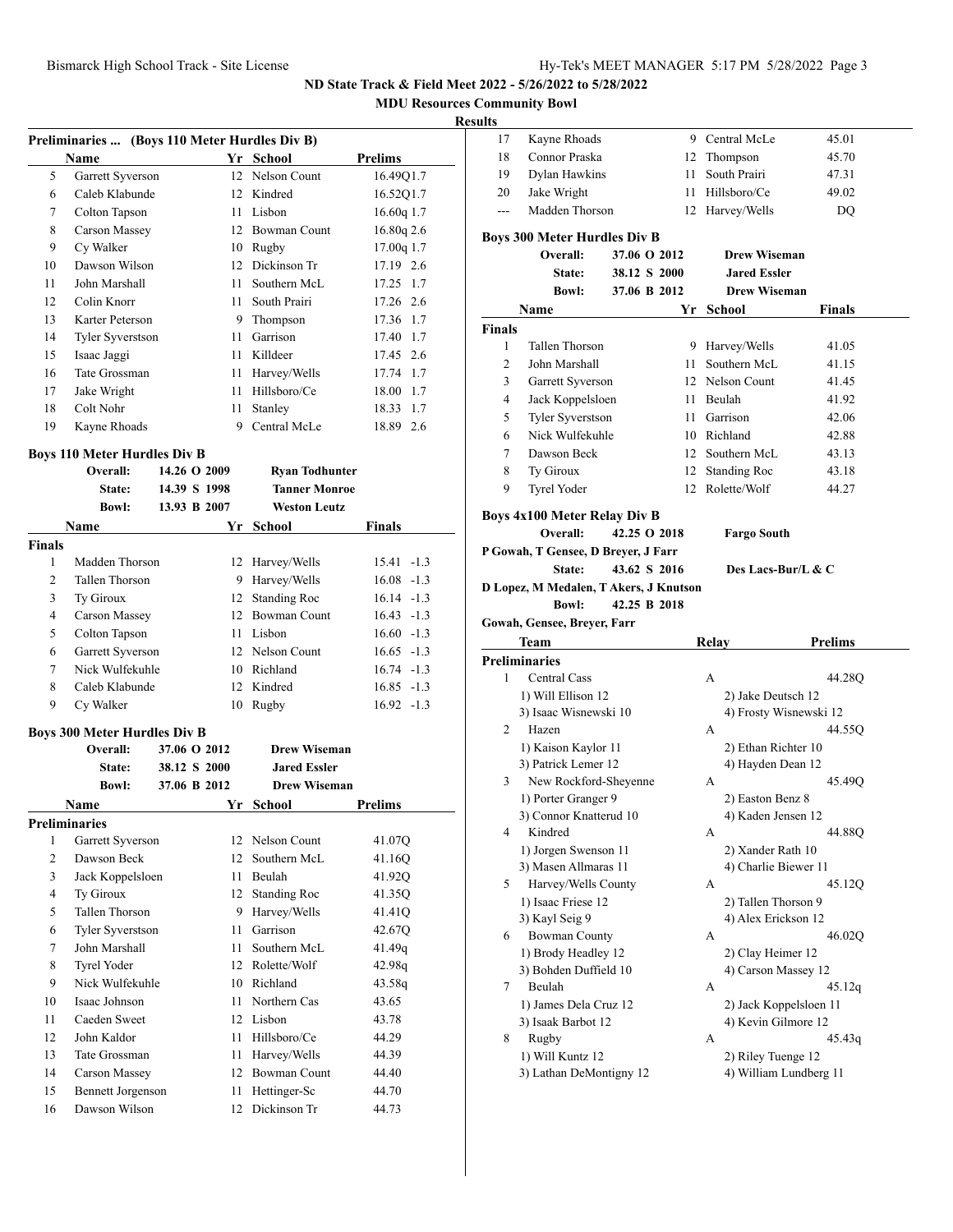## ND State Track & Field Meet 2022 - 5/26/2022 to 5/28/2022

### MDU Resources Community Bowl

#### Results

**Preliminaries ... (Boys 110 Meter Hurdles Div B)**

| | Name | Yr | School | Prelims | |
|---|---|---|---|---|---|
| 5 | Garrett Syverson | 12 | Nelson Count | 16.49Q | 1.7 |
| 6 | Caleb Klabunde | 12 | Kindred | 16.52Q | 1.7 |
| 7 | Colton Tapson | 11 | Lisbon | 16.60q | 1.7 |
| 8 | Carson Massey | 12 | Bowman Count | 16.80q | 2.6 |
| 9 | Cy Walker | 10 | Rugby | 17.00q | 1.7 |
| 10 | Dawson Wilson | 12 | Dickinson Tr | 17.19 | 2.6 |
| 11 | John Marshall | 11 | Southern McL | 17.25 | 1.7 |
| 12 | Colin Knorr | 11 | South Prairi | 17.26 | 2.6 |
| 13 | Karter Peterson | 9 | Thompson | 17.36 | 1.7 |
| 14 | Tyler Syverstson | 11 | Garrison | 17.40 | 1.7 |
| 15 | Isaac Jaggi | 11 | Killdeer | 17.45 | 2.6 |
| 16 | Tate Grossman | 11 | Harvey/Wells | 17.74 | 1.7 |
| 17 | Jake Wright | 11 | Hillsboro/Ce | 18.00 | 1.7 |
| 18 | Colt Nohr | 11 | Stanley | 18.33 | 1.7 |
| 19 | Kayne Rhoads | 9 | Central McLe | 18.89 | 2.6 |

**Boys 110 Meter Hurdles Div B**

Overall: 14.26 O 2009 Ryan Todhunter
State: 14.39 S 1998 Tanner Monroe
Bowl: 13.93 B 2007 Weston Leutz

| | Name | Yr | School | Finals | |
|---|---|---|---|---|---|
| **Finals** | | | | | |
| 1 | Madden Thorson | 12 | Harvey/Wells | 15.41 | -1.3 |
| 2 | Tallen Thorson | 9 | Harvey/Wells | 16.08 | -1.3 |
| 3 | Ty Giroux | 12 | Standing Roc | 16.14 | -1.3 |
| 4 | Carson Massey | 12 | Bowman Count | 16.43 | -1.3 |
| 5 | Colton Tapson | 11 | Lisbon | 16.60 | -1.3 |
| 6 | Garrett Syverson | 12 | Nelson Count | 16.65 | -1.3 |
| 7 | Nick Wulfekuhle | 10 | Richland | 16.74 | -1.3 |
| 8 | Caleb Klabunde | 12 | Kindred | 16.85 | -1.3 |
| 9 | Cy Walker | 10 | Rugby | 16.92 | -1.3 |

**Boys 300 Meter Hurdles Div B**

Overall: 37.06 O 2012 Drew Wiseman
State: 38.12 S 2000 Jared Essler
Bowl: 37.06 B 2012 Drew Wiseman

| | Name | Yr | School | Prelims |
|---|---|---|---|---|
| **Preliminaries** | | | | |
| 1 | Garrett Syverson | 12 | Nelson Count | 41.07Q |
| 2 | Dawson Beck | 12 | Southern McL | 41.16Q |
| 3 | Jack Koppelsloen | 11 | Beulah | 41.92Q |
| 4 | Ty Giroux | 12 | Standing Roc | 41.35Q |
| 5 | Tallen Thorson | 9 | Harvey/Wells | 41.41Q |
| 6 | Tyler Syverstson | 11 | Garrison | 42.67Q |
| 7 | John Marshall | 11 | Southern McL | 41.49q |
| 8 | Tyrel Yoder | 12 | Rolette/Wolf | 42.98q |
| 9 | Nick Wulfekuhle | 10 | Richland | 43.58q |
| 10 | Isaac Johnson | 11 | Northern Cas | 43.65 |
| 11 | Caeden Sweet | 12 | Lisbon | 43.78 |
| 12 | John Kaldor | 11 | Hillsboro/Ce | 44.29 |
| 13 | Tate Grossman | 11 | Harvey/Wells | 44.39 |
| 14 | Carson Massey | 12 | Bowman Count | 44.40 |
| 15 | Bennett Jorgenson | 11 | Hettinger-Sc | 44.70 |
| 16 | Dawson Wilson | 12 | Dickinson Tr | 44.73 |
| 17 | Kayne Rhoads | 9 | Central McLe | 45.01 |
| 18 | Connor Praska | 12 | Thompson | 45.70 |
| 19 | Dylan Hawkins | 11 | South Prairi | 47.31 |
| 20 | Jake Wright | 11 | Hillsboro/Ce | 49.02 |
| --- | Madden Thorson | 12 | Harvey/Wells | DQ |

**Boys 300 Meter Hurdles Div B**

Overall: 37.06 O 2012 Drew Wiseman
State: 38.12 S 2000 Jared Essler
Bowl: 37.06 B 2012 Drew Wiseman

| | Name | Yr | School | Finals |
|---|---|---|---|---|
| **Finals** | | | | |
| 1 | Tallen Thorson | 9 | Harvey/Wells | 41.05 |
| 2 | John Marshall | 11 | Southern McL | 41.15 |
| 3 | Garrett Syverson | 12 | Nelson Count | 41.45 |
| 4 | Jack Koppelsloen | 11 | Beulah | 41.92 |
| 5 | Tyler Syverstson | 11 | Garrison | 42.06 |
| 6 | Nick Wulfekuhle | 10 | Richland | 42.88 |
| 7 | Dawson Beck | 12 | Southern McL | 43.13 |
| 8 | Ty Giroux | 12 | Standing Roc | 43.18 |
| 9 | Tyrel Yoder | 12 | Rolette/Wolf | 44.27 |

**Boys 4x100 Meter Relay Div B**

Overall: 42.25 O 2018 Fargo South
P Gowah, T Gensee, D Breyer, J Farr
State: 43.62 S 2016 Des Lacs-Bur/L & C
D Lopez, M Medalen, T Akers, J Knutson
Bowl: 42.25 B 2018
Gowah, Gensee, Breyer, Farr

| | Team | Relay | Prelims |
|---|---|---|---|
| **Preliminaries** | | | |
| 1 | Central Cass | A | 44.28Q |
| | 1) Will Ellison 12 | 2) Jake Deutsch 12 | |
| | 3) Isaac Wisnewski 10 | 4) Frosty Wisnewski 12 | |
| 2 | Hazen | A | 44.55Q |
| | 1) Kaison Kaylor 11 | 2) Ethan Richter 10 | |
| | 3) Patrick Lemer 12 | 4) Hayden Dean 12 | |
| 3 | New Rockford-Sheyenne | A | 45.49Q |
| | 1) Porter Granger 9 | 2) Easton Benz 8 | |
| | 3) Connor Knatterud 10 | 4) Kaden Jensen 12 | |
| 4 | Kindred | A | 44.88Q |
| | 1) Jorgen Swenson 11 | 2) Xander Rath 10 | |
| | 3) Masen Allmaras 11 | 4) Charlie Biewer 11 | |
| 5 | Harvey/Wells County | A | 45.12Q |
| | 1) Isaac Friese 12 | 2) Tallen Thorson 9 | |
| | 3) Kayl Seig 9 | 4) Alex Erickson 12 | |
| 6 | Bowman County | A | 46.02Q |
| | 1) Brody Headley 12 | 2) Clay Heimer 12 | |
| | 3) Bohden Duffield 10 | 4) Carson Massey 12 | |
| 7 | Beulah | A | 45.12q |
| | 1) James Dela Cruz 12 | 2) Jack Koppelsloen 11 | |
| | 3) Isaak Barbot 12 | 4) Kevin Gilmore 12 | |
| 8 | Rugby | A | 45.43q |
| | 1) Will Kuntz 12 | 2) Riley Tuenge 12 | |
| | 3) Lathan DeMontigny 12 | 4) William Lundberg 11 | |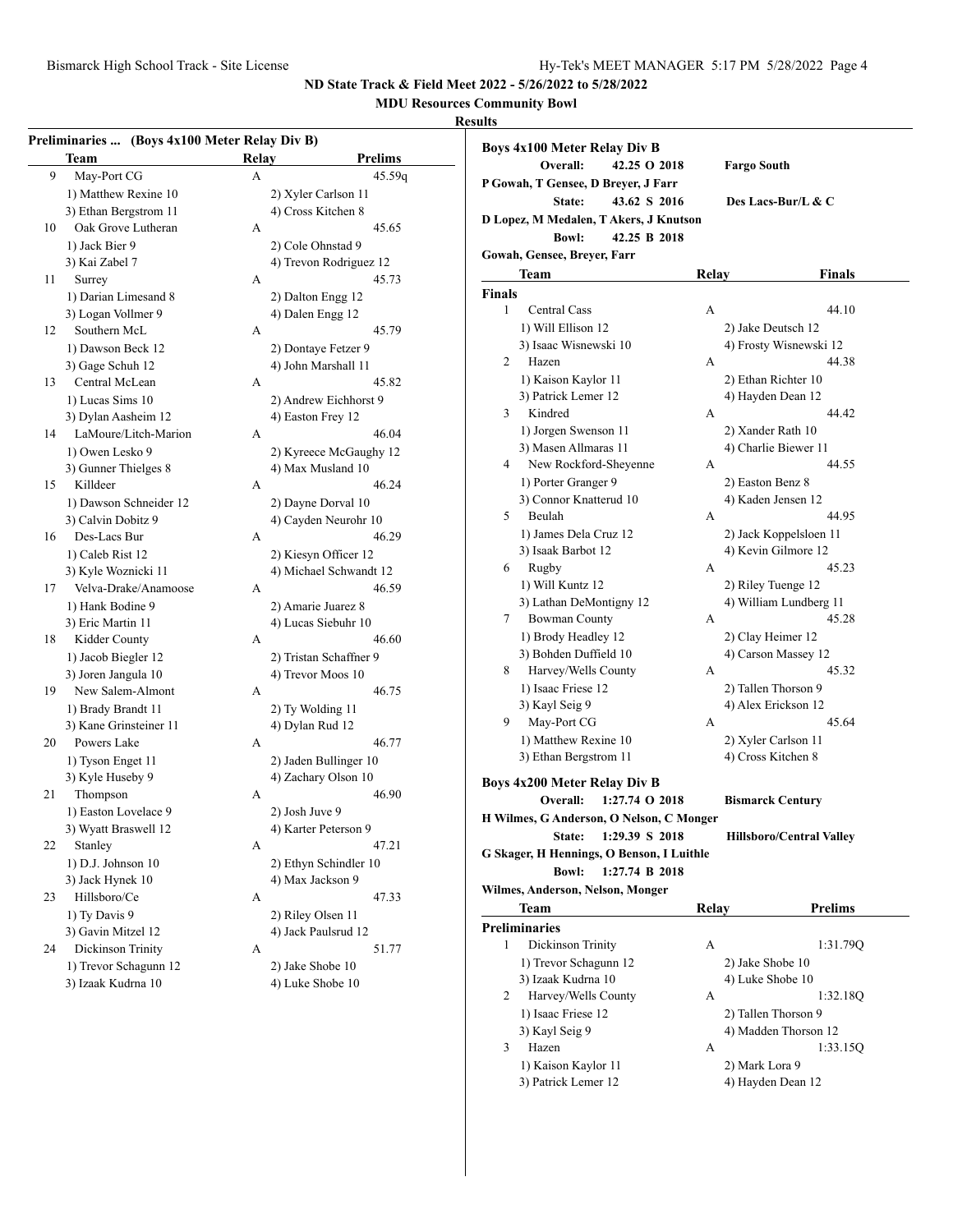## ND State Track & Field Meet 2022 - 5/26/2022 to 5/28/2022

### MDU Resources Community Bowl

### Results

#### Preliminaries ... (Boys 4x100 Meter Relay Div B)

| | Team | Relay | Prelims |
|---|---|---|---|
| 9 | May-Port CG | A | 45.59q |
| | 1) Matthew Rexine 10 | 2) Xyler Carlson 11 | |
| | 3) Ethan Bergstrom 11 | 4) Cross Kitchen 8 | |
| 10 | Oak Grove Lutheran | A | 45.65 |
| | 1) Jack Bier 9 | 2) Cole Ohnstad 9 | |
| | 3) Kai Zabel 7 | 4) Trevon Rodriguez 12 | |
| 11 | Surrey | A | 45.73 |
| | 1) Darian Limesand 8 | 2) Dalton Engg 12 | |
| | 3) Logan Vollmer 9 | 4) Dalen Engg 12 | |
| 12 | Southern McL | A | 45.79 |
| | 1) Dawson Beck 12 | 2) Dontaye Fetzer 9 | |
| | 3) Gage Schuh 12 | 4) John Marshall 11 | |
| 13 | Central McLean | A | 45.82 |
| | 1) Lucas Sims 10 | 2) Andrew Eichhorst 9 | |
| | 3) Dylan Aasheim 12 | 4) Easton Frey 12 | |
| 14 | LaMoure/Litch-Marion | A | 46.04 |
| | 1) Owen Lesko 9 | 2) Kyreece McGaughy 12 | |
| | 3) Gunner Thielges 8 | 4) Max Musland 10 | |
| 15 | Killdeer | A | 46.24 |
| | 1) Dawson Schneider 12 | 2) Dayne Dorval 10 | |
| | 3) Calvin Dobitz 9 | 4) Cayden Neurohr 10 | |
| 16 | Des-Lacs Bur | A | 46.29 |
| | 1) Caleb Rist 12 | 2) Kiesyn Officer 12 | |
| | 3) Kyle Woznicki 11 | 4) Michael Schwandt 12 | |
| 17 | Velva-Drake/Anamoose | A | 46.59 |
| | 1) Hank Bodine 9 | 2) Amarie Juarez 8 | |
| | 3) Eric Martin 11 | 4) Lucas Siebuhr 10 | |
| 18 | Kidder County | A | 46.60 |
| | 1) Jacob Biegler 12 | 2) Tristan Schaffner 9 | |
| | 3) Joren Jangula 10 | 4) Trevor Moos 10 | |
| 19 | New Salem-Almont | A | 46.75 |
| | 1) Brady Brandt 11 | 2) Ty Wolding 11 | |
| | 3) Kane Grinsteiner 11 | 4) Dylan Rud 12 | |
| 20 | Powers Lake | A | 46.77 |
| | 1) Tyson Enget 11 | 2) Jaden Bullinger 10 | |
| | 3) Kyle Huseby 9 | 4) Zachary Olson 10 | |
| 21 | Thompson | A | 46.90 |
| | 1) Easton Lovelace 9 | 2) Josh Juve 9 | |
| | 3) Wyatt Braswell 12 | 4) Karter Peterson 9 | |
| 22 | Stanley | A | 47.21 |
| | 1) D.J. Johnson 10 | 2) Ethyn Schindler 10 | |
| | 3) Jack Hynek 10 | 4) Max Jackson 9 | |
| 23 | Hillsboro/Ce | A | 47.33 |
| | 1) Ty Davis 9 | 2) Riley Olsen 11 | |
| | 3) Gavin Mitzel 12 | 4) Jack Paulsrud 12 | |
| 24 | Dickinson Trinity | A | 51.77 |
| | 1) Trevor Schagunn 12 | 2) Jake Shobe 10 | |
| | 3) Izaak Kudrna 10 | 4) Luke Shobe 10 | |

#### Boys 4x100 Meter Relay Div B

**Overall:** 42.25 O 2018 **Fargo South**
P Gowah, T Gensee, D Breyer, J Farr
**State:** 43.62 S 2016 **Des Lacs-Bur/L & C**
D Lopez, M Medalen, T Akers, J Knutson
**Bowl:** 42.25 B 2018
Gowah, Gensee, Breyer, Farr

| | Team | Relay | Finals |
|---|---|---|---|
| **Finals** | | | |
| 1 | Central Cass | A | 44.10 |
| | 1) Will Ellison 12 | 2) Jake Deutsch 12 | |
| | 3) Isaac Wisnewski 10 | 4) Frosty Wisnewski 12 | |
| 2 | Hazen | A | 44.38 |
| | 1) Kaison Kaylor 11 | 2) Ethan Richter 10 | |
| | 3) Patrick Lemer 12 | 4) Hayden Dean 12 | |
| 3 | Kindred | A | 44.42 |
| | 1) Jorgen Swenson 11 | 2) Xander Rath 10 | |
| | 3) Masen Allmaras 11 | 4) Charlie Biewer 11 | |
| 4 | New Rockford-Sheyenne | A | 44.55 |
| | 1) Porter Granger 9 | 2) Easton Benz 8 | |
| | 3) Connor Knatterud 10 | 4) Kaden Jensen 12 | |
| 5 | Beulah | A | 44.95 |
| | 1) James Dela Cruz 12 | 2) Jack Koppelsloen 11 | |
| | 3) Isaak Barbot 12 | 4) Kevin Gilmore 12 | |
| 6 | Rugby | A | 45.23 |
| | 1) Will Kuntz 12 | 2) Riley Tuenge 12 | |
| | 3) Lathan DeMontigny 12 | 4) William Lundberg 11 | |
| 7 | Bowman County | A | 45.28 |
| | 1) Brody Headley 12 | 2) Clay Heimer 12 | |
| | 3) Bohden Duffield 10 | 4) Carson Massey 12 | |
| 8 | Harvey/Wells County | A | 45.32 |
| | 1) Isaac Friese 12 | 2) Tallen Thorson 9 | |
| | 3) Kayl Seig 9 | 4) Alex Erickson 12 | |
| 9 | May-Port CG | A | 45.64 |
| | 1) Matthew Rexine 10 | 2) Xyler Carlson 11 | |
| | 3) Ethan Bergstrom 11 | 4) Cross Kitchen 8 | |

#### Boys 4x200 Meter Relay Div B

**Overall:** 1:27.74 O 2018 **Bismarck Century**
H Wilmes, G Anderson, O Nelson, C Monger
**State:** 1:29.39 S 2018 **Hillsboro/Central Valley**
G Skager, H Hennings, O Benson, I Luithle
**Bowl:** 1:27.74 B 2018
Wilmes, Anderson, Nelson, Monger

| | Team | Relay | Prelims |
|---|---|---|---|
| **Preliminaries** | | | |
| 1 | Dickinson Trinity | A | 1:31.79Q |
| | 1) Trevor Schagunn 12 | 2) Jake Shobe 10 | |
| | 3) Izaak Kudrna 10 | 4) Luke Shobe 10 | |
| 2 | Harvey/Wells County | A | 1:32.18Q |
| | 1) Isaac Friese 12 | 2) Tallen Thorson 9 | |
| | 3) Kayl Seig 9 | 4) Madden Thorson 12 | |
| 3 | Hazen | A | 1:33.15Q |
| | 1) Kaison Kaylor 11 | 2) Mark Lora 9 | |
| | 3) Patrick Lemer 12 | 4) Hayden Dean 12 | |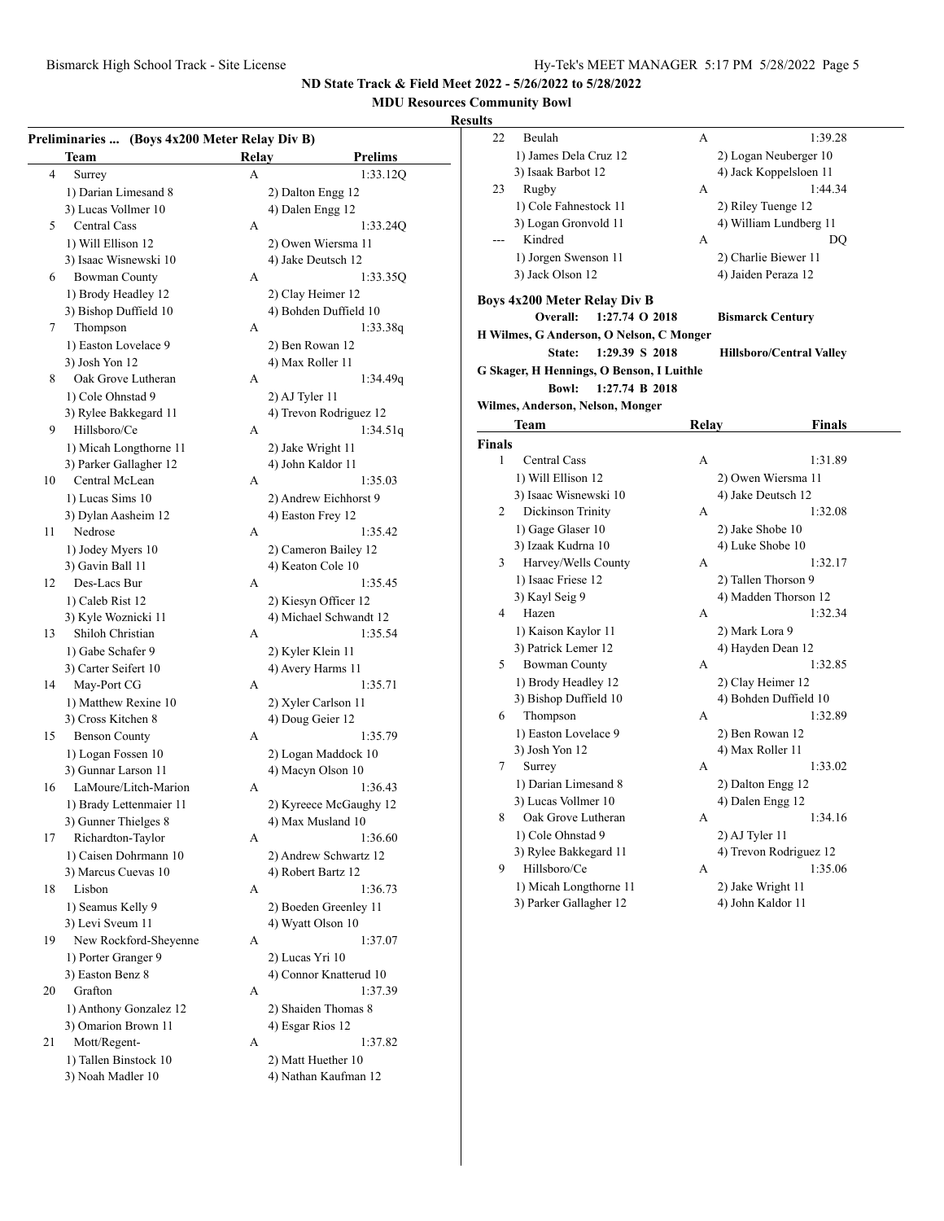## ND State Track & Field Meet 2022 - 5/26/2022 to 5/28/2022

### MDU Resources Community Bowl

### Results

**Preliminaries ... (Boys 4x200 Meter Relay Div B)**

| | Team | Relay | Prelims |
|---|---|---|---|
| 4 | Surrey | A | 1:33.12Q |
| | 1) Darian Limesand 8 | 2) Dalton Engg 12 | |
| | 3) Lucas Vollmer 10 | 4) Dalen Engg 12 | |
| 5 | Central Cass | A | 1:33.24Q |
| | 1) Will Ellison 12 | 2) Owen Wiersma 11 | |
| | 3) Isaac Wisnewski 10 | 4) Jake Deutsch 12 | |
| 6 | Bowman County | A | 1:33.35Q |
| | 1) Brody Headley 12 | 2) Clay Heimer 12 | |
| | 3) Bishop Duffield 10 | 4) Bohden Duffield 10 | |
| 7 | Thompson | A | 1:33.38q |
| | 1) Easton Lovelace 9 | 2) Ben Rowan 12 | |
| | 3) Josh Yon 12 | 4) Max Roller 11 | |
| 8 | Oak Grove Lutheran | A | 1:34.49q |
| | 1) Cole Ohnstad 9 | 2) AJ Tyler 11 | |
| | 3) Rylee Bakkegard 11 | 4) Trevon Rodriguez 12 | |
| 9 | Hillsboro/Ce | A | 1:34.51q |
| | 1) Micah Longthorne 11 | 2) Jake Wright 11 | |
| | 3) Parker Gallagher 12 | 4) John Kaldor 11 | |
| 10 | Central McLean | A | 1:35.03 |
| | 1) Lucas Sims 10 | 2) Andrew Eichhorst 9 | |
| | 3) Dylan Aasheim 12 | 4) Easton Frey 12 | |
| 11 | Nedrose | A | 1:35.42 |
| | 1) Jodey Myers 10 | 2) Cameron Bailey 12 | |
| | 3) Gavin Ball 11 | 4) Keaton Cole 10 | |
| 12 | Des-Lacs Bur | A | 1:35.45 |
| | 1) Caleb Rist 12 | 2) Kiesyn Officer 12 | |
| | 3) Kyle Woznicki 11 | 4) Michael Schwandt 12 | |
| 13 | Shiloh Christian | A | 1:35.54 |
| | 1) Gabe Schafer 9 | 2) Kyler Klein 11 | |
| | 3) Carter Seifert 10 | 4) Avery Harms 11 | |
| 14 | May-Port CG | A | 1:35.71 |
| | 1) Matthew Rexine 10 | 2) Xyler Carlson 11 | |
| | 3) Cross Kitchen 8 | 4) Doug Geier 12 | |
| 15 | Benson County | A | 1:35.79 |
| | 1) Logan Fossen 10 | 2) Logan Maddock 10 | |
| | 3) Gunnar Larson 11 | 4) Macyn Olson 10 | |
| 16 | LaMoure/Litch-Marion | A | 1:36.43 |
| | 1) Brady Lettenmaier 11 | 2) Kyreece McGaughy 12 | |
| | 3) Gunner Thielges 8 | 4) Max Musland 10 | |
| 17 | Richardton-Taylor | A | 1:36.60 |
| | 1) Caisen Dohrmann 10 | 2) Andrew Schwartz 12 | |
| | 3) Marcus Cuevas 10 | 4) Robert Bartz 12 | |
| 18 | Lisbon | A | 1:36.73 |
| | 1) Seamus Kelly 9 | 2) Boeden Greenley 11 | |
| | 3) Levi Sveum 11 | 4) Wyatt Olson 10 | |
| 19 | New Rockford-Sheyenne | A | 1:37.07 |
| | 1) Porter Granger 9 | 2) Lucas Yri 10 | |
| | 3) Easton Benz 8 | 4) Connor Knatterud 10 | |
| 20 | Grafton | A | 1:37.39 |
| | 1) Anthony Gonzalez 12 | 2) Shaiden Thomas 8 | |
| | 3) Omarion Brown 11 | 4) Esgar Rios 12 | |
| 21 | Mott/Regent- | A | 1:37.82 |
| | 1) Tallen Binstock 10 | 2) Matt Huether 10 | |
| | 3) Noah Madler 10 | 4) Nathan Kaufman 12 | |
| 22 | Beulah | A | 1:39.28 |
| | 1) James Dela Cruz 12 | 2) Logan Neuberger 10 | |
| | 3) Isaak Barbot 12 | 4) Jack Koppelsloen 11 | |
| 23 | Rugby | A | 1:44.34 |
| | 1) Cole Fahnestock 11 | 2) Riley Tuenge 12 | |
| | 3) Logan Gronvold 11 | 4) William Lundberg 11 | |
| --- | Kindred | A | DQ |
| | 1) Jorgen Swenson 11 | 2) Charlie Biewer 11 | |
| | 3) Jack Olson 12 | 4) Jaiden Peraza 12 | |

**Boys 4x200 Meter Relay Div B**

Overall: 1:27.74 O 2018 Bismarck Century
H Wilmes, G Anderson, O Nelson, C Monger

State: 1:29.39 S 2018 Hillsboro/Central Valley
G Skager, H Hennings, O Benson, I Luithle

Bowl: 1:27.74 B 2018
Wilmes, Anderson, Nelson, Monger

**Finals**

| | Team | Relay | Finals |
|---|---|---|---|
| 1 | Central Cass | A | 1:31.89 |
| | 1) Will Ellison 12 | 2) Owen Wiersma 11 | |
| | 3) Isaac Wisnewski 10 | 4) Jake Deutsch 12 | |
| 2 | Dickinson Trinity | A | 1:32.08 |
| | 1) Gage Glaser 10 | 2) Jake Shobe 10 | |
| | 3) Izaak Kudrna 10 | 4) Luke Shobe 10 | |
| 3 | Harvey/Wells County | A | 1:32.17 |
| | 1) Isaac Friese 12 | 2) Tallen Thorson 9 | |
| | 3) Kayl Seig 9 | 4) Madden Thorson 12 | |
| 4 | Hazen | A | 1:32.34 |
| | 1) Kaison Kaylor 11 | 2) Mark Lora 9 | |
| | 3) Patrick Lemer 12 | 4) Hayden Dean 12 | |
| 5 | Bowman County | A | 1:32.85 |
| | 1) Brody Headley 12 | 2) Clay Heimer 12 | |
| | 3) Bishop Duffield 10 | 4) Bohden Duffield 10 | |
| 6 | Thompson | A | 1:32.89 |
| | 1) Easton Lovelace 9 | 2) Ben Rowan 12 | |
| | 3) Josh Yon 12 | 4) Max Roller 11 | |
| 7 | Surrey | A | 1:33.02 |
| | 1) Darian Limesand 8 | 2) Dalton Engg 12 | |
| | 3) Lucas Vollmer 10 | 4) Dalen Engg 12 | |
| 8 | Oak Grove Lutheran | A | 1:34.16 |
| | 1) Cole Ohnstad 9 | 2) AJ Tyler 11 | |
| | 3) Rylee Bakkegard 11 | 4) Trevon Rodriguez 12 | |
| 9 | Hillsboro/Ce | A | 1:35.06 |
| | 1) Micah Longthorne 11 | 2) Jake Wright 11 | |
| | 3) Parker Gallagher 12 | 4) John Kaldor 11 | |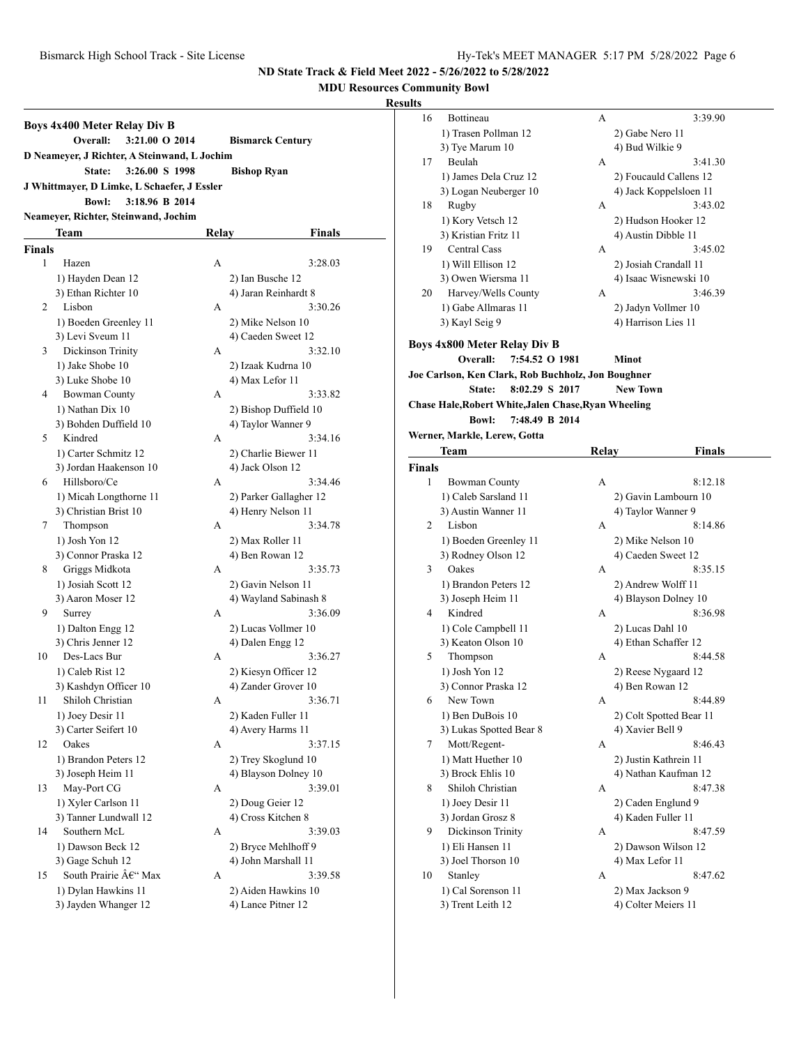ND State Track & Field Meet 2022 - 5/26/2022 to 5/28/2022

MDU Resources Community Bowl

**Results**

## Boys 4x400 Meter Relay Div B

**Overall:** 3:21.00 O 2014 **Bismarck Century**
**D Neameyer, J Richter, A Steinwand, L Jochim**
**State:** 3:26.00 S 1998 **Bishop Ryan**
**J Whittmayer, D Limke, L Schaefer, J Essler**
**Bowl:** 3:18.96 B 2014
**Neameyer, Richter, Steinwand, Jochim**

**Finals**

| | Team | Relay | Finals |
|---|---|---|---|
| 1 | Hazen | A | 3:28.03 |
| | 1) Hayden Dean 12 | 2) Ian Busche 12 | |
| | 3) Ethan Richter 10 | 4) Jaran Reinhardt 8 | |
| 2 | Lisbon | A | 3:30.26 |
| | 1) Boeden Greenley 11 | 2) Mike Nelson 10 | |
| | 3) Levi Sveum 11 | 4) Caeden Sweet 12 | |
| 3 | Dickinson Trinity | A | 3:32.10 |
| | 1) Jake Shobe 10 | 2) Izaak Kudrna 10 | |
| | 3) Luke Shobe 10 | 4) Max Lefor 11 | |
| 4 | Bowman County | A | 3:33.82 |
| | 1) Nathan Dix 10 | 2) Bishop Duffield 10 | |
| | 3) Bohden Duffield 10 | 4) Taylor Wanner 9 | |
| 5 | Kindred | A | 3:34.16 |
| | 1) Carter Schmitz 12 | 2) Charlie Biewer 11 | |
| | 3) Jordan Haakenson 10 | 4) Jack Olson 12 | |
| 6 | Hillsboro/Ce | A | 3:34.46 |
| | 1) Micah Longthorne 11 | 2) Parker Gallagher 12 | |
| | 3) Christian Brist 10 | 4) Henry Nelson 11 | |
| 7 | Thompson | A | 3:34.78 |
| | 1) Josh Yon 12 | 2) Max Roller 11 | |
| | 3) Connor Praska 12 | 4) Ben Rowan 12 | |
| 8 | Griggs Midkota | A | 3:35.73 |
| | 1) Josiah Scott 12 | 2) Gavin Nelson 11 | |
| | 3) Aaron Moser 12 | 4) Wayland Sabinash 8 | |
| 9 | Surrey | A | 3:36.09 |
| | 1) Dalton Engg 12 | 2) Lucas Vollmer 10 | |
| | 3) Chris Jenner 12 | 4) Dalen Engg 12 | |
| 10 | Des-Lacs Bur | A | 3:36.27 |
| | 1) Caleb Rist 12 | 2) Kiesyn Officer 12 | |
| | 3) Kashdyn Officer 10 | 4) Zander Grover 10 | |
| 11 | Shiloh Christian | A | 3:36.71 |
| | 1) Joey Desir 11 | 2) Kaden Fuller 11 | |
| | 3) Carter Seifert 10 | 4) Avery Harms 11 | |
| 12 | Oakes | A | 3:37.15 |
| | 1) Brandon Peters 12 | 2) Trey Skoglund 10 | |
| | 3) Joseph Heim 11 | 4) Blayson Dolney 10 | |
| 13 | May-Port CG | A | 3:39.01 |
| | 1) Xyler Carlson 11 | 2) Doug Geier 12 | |
| | 3) Tanner Lundwall 12 | 4) Cross Kitchen 8 | |
| 14 | Southern McL | A | 3:39.03 |
| | 1) Dawson Beck 12 | 2) Bryce Mehlhoff 9 | |
| | 3) Gage Schuh 12 | 4) John Marshall 11 | |
| 15 | South Prairie â€“ Max | A | 3:39.58 |
| | 1) Dylan Hawkins 11 | 2) Aiden Hawkins 10 | |
| | 3) Jayden Whanger 12 | 4) Lance Pitner 12 | |
| 16 | Bottineau | A | 3:39.90 |
| | 1) Trasen Pollman 12 | 2) Gabe Nero 11 | |
| | 3) Tye Marum 10 | 4) Bud Wilkie 9 | |
| 17 | Beulah | A | 3:41.30 |
| | 1) James Dela Cruz 12 | 2) Foucauld Callens 12 | |
| | 3) Logan Neuberger 10 | 4) Jack Koppelsloen 11 | |
| 18 | Rugby | A | 3:43.02 |
| | 1) Kory Vetsch 12 | 2) Hudson Hooker 12 | |
| | 3) Kristian Fritz 11 | 4) Austin Dibble 11 | |
| 19 | Central Cass | A | 3:45.02 |
| | 1) Will Ellison 12 | 2) Josiah Crandall 11 | |
| | 3) Owen Wiersma 11 | 4) Isaac Wisnewski 10 | |
| 20 | Harvey/Wells County | A | 3:46.39 |
| | 1) Gabe Allmaras 11 | 2) Jadyn Vollmer 10 | |
| | 3) Kayl Seig 9 | 4) Harrison Lies 11 | |

## Boys 4x800 Meter Relay Div B

**Overall:** 7:54.52 O 1981 **Minot**
**Joe Carlson, Ken Clark, Rob Buchholz, Jon Boughner**
**State:** 8:02.29 S 2017 **New Town**
**Chase Hale,Robert White,Jalen Chase,Ryan Wheeling**
**Bowl:** 7:48.49 B 2014
**Werner, Markle, Lerew, Gotta**

**Finals**

| | Team | Relay | Finals |
|---|---|---|---|
| 1 | Bowman County | A | 8:12.18 |
| | 1) Caleb Sarsland 11 | 2) Gavin Lambourn 10 | |
| | 3) Austin Wanner 11 | 4) Taylor Wanner 9 | |
| 2 | Lisbon | A | 8:14.86 |
| | 1) Boeden Greenley 11 | 2) Mike Nelson 10 | |
| | 3) Rodney Olson 12 | 4) Caeden Sweet 12 | |
| 3 | Oakes | A | 8:35.15 |
| | 1) Brandon Peters 12 | 2) Andrew Wolff 11 | |
| | 3) Joseph Heim 11 | 4) Blayson Dolney 10 | |
| 4 | Kindred | A | 8:36.98 |
| | 1) Cole Campbell 11 | 2) Lucas Dahl 10 | |
| | 3) Keaton Olson 10 | 4) Ethan Schaffer 12 | |
| 5 | Thompson | A | 8:44.58 |
| | 1) Josh Yon 12 | 2) Reese Nygaard 12 | |
| | 3) Connor Praska 12 | 4) Ben Rowan 12 | |
| 6 | New Town | A | 8:44.89 |
| | 1) Ben DuBois 10 | 2) Colt Spotted Bear 11 | |
| | 3) Lukas Spotted Bear 8 | 4) Xavier Bell 9 | |
| 7 | Mott/Regent- | A | 8:46.43 |
| | 1) Matt Huether 10 | 2) Justin Kathrein 11 | |
| | 3) Brock Ehlis 10 | 4) Nathan Kaufman 12 | |
| 8 | Shiloh Christian | A | 8:47.38 |
| | 1) Joey Desir 11 | 2) Caden Englund 9 | |
| | 3) Jordan Grosz 8 | 4) Kaden Fuller 11 | |
| 9 | Dickinson Trinity | A | 8:47.59 |
| | 1) Eli Hansen 11 | 2) Dawson Wilson 12 | |
| | 3) Joel Thorson 10 | 4) Max Lefor 11 | |
| 10 | Stanley | A | 8:47.62 |
| | 1) Cal Sorenson 11 | 2) Max Jackson 9 | |
| | 3) Trent Leith 12 | 4) Colter Meiers 11 | |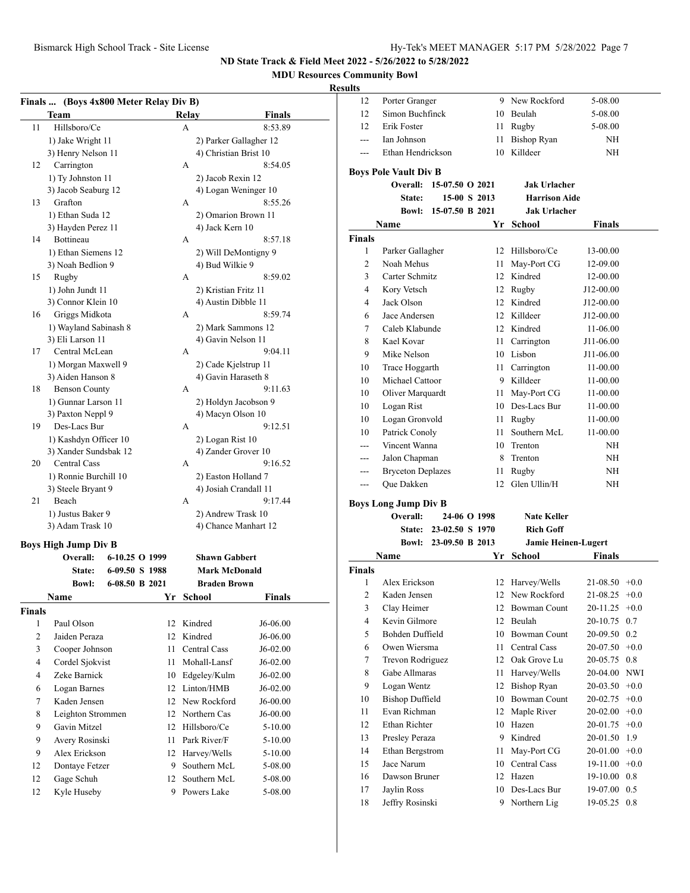## ND State Track & Field Meet 2022 - 5/26/2022 to 5/28/2022

### MDU Resources Community Bowl

#### Results

**Finals ... (Boys 4x800 Meter Relay Div B)**

| | Team | Relay | Finals |
|---|---|---|---|
| 11 | Hillsboro/Ce | A | 8:53.89 |
| | 1) Jake Wright 11 | 2) Parker Gallagher 12 | |
| | 3) Henry Nelson 11 | 4) Christian Brist 10 | |
| 12 | Carrington | A | 8:54.05 |
| | 1) Ty Johnston 11 | 2) Jacob Rexin 12 | |
| | 3) Jacob Seaburg 12 | 4) Logan Weninger 10 | |
| 13 | Grafton | A | 8:55.26 |
| | 1) Ethan Suda 12 | 2) Omarion Brown 11 | |
| | 3) Hayden Perez 11 | 4) Jack Kern 10 | |
| 14 | Bottineau | A | 8:57.18 |
| | 1) Ethan Siemens 12 | 2) Will DeMontigny 9 | |
| | 3) Noah Bedlion 9 | 4) Bud Wilkie 9 | |
| 15 | Rugby | A | 8:59.02 |
| | 1) John Jundt 11 | 2) Kristian Fritz 11 | |
| | 3) Connor Klein 10 | 4) Austin Dibble 11 | |
| 16 | Griggs Midkota | A | 8:59.74 |
| | 1) Wayland Sabinash 8 | 2) Mark Sammons 12 | |
| | 3) Eli Larson 11 | 4) Gavin Nelson 11 | |
| 17 | Central McLean | A | 9:04.11 |
| | 1) Morgan Maxwell 9 | 2) Cade Kjelstrup 11 | |
| | 3) Aiden Hanson 8 | 4) Gavin Haraseth 8 | |
| 18 | Benson County | A | 9:11.63 |
| | 1) Gunnar Larson 11 | 2) Holdyn Jacobson 9 | |
| | 3) Paxton Neppl 9 | 4) Macyn Olson 10 | |
| 19 | Des-Lacs Bur | A | 9:12.51 |
| | 1) Kashdyn Officer 10 | 2) Logan Rist 10 | |
| | 3) Xander Sundsbak 12 | 4) Zander Grover 10 | |
| 20 | Central Cass | A | 9:16.52 |
| | 1) Ronnie Burchill 10 | 2) Easton Holland 7 | |
| | 3) Steele Bryant 9 | 4) Josiah Crandall 11 | |
| 21 | Beach | A | 9:17.44 |
| | 1) Justus Baker 9 | 2) Andrew Trask 10 | |
| | 3) Adam Trask 10 | 4) Chance Manhart 12 | |

**Boys High Jump Div B**

Overall: 6-10.25 O 1999 Shawn Gabbert
State: 6-09.50 S 1988 Mark McDonald
Bowl: 6-08.50 B 2021 Braden Brown

| | Name | Yr | School | Finals |
|---|---|---|---|---|
| **Finals** | | | | |
| 1 | Paul Olson | 12 | Kindred | J6-06.00 |
| 2 | Jaiden Peraza | 12 | Kindred | J6-06.00 |
| 3 | Cooper Johnson | 11 | Central Cass | J6-02.00 |
| 4 | Cordel Sjokvist | 11 | Mohall-Lansf | J6-02.00 |
| 4 | Zeke Barnick | 10 | Edgeley/Kulm | J6-02.00 |
| 6 | Logan Barnes | 12 | Linton/HMB | J6-02.00 |
| 7 | Kaden Jensen | 12 | New Rockford | J6-00.00 |
| 8 | Leighton Strommen | 12 | Northern Cas | J6-00.00 |
| 9 | Gavin Mitzel | 12 | Hillsboro/Ce | 5-10.00 |
| 9 | Avery Rosinski | 11 | Park River/F | 5-10.00 |
| 9 | Alex Erickson | 12 | Harvey/Wells | 5-10.00 |
| 12 | Dontaye Fetzer | 9 | Southern McL | 5-08.00 |
| 12 | Gage Schuh | 12 | Southern McL | 5-08.00 |
| 12 | Kyle Huseby | 9 | Powers Lake | 5-08.00 |
| 12 | Porter Granger | 9 | New Rockford | 5-08.00 |
| 12 | Simon Buchfinck | 10 | Beulah | 5-08.00 |
| 12 | Erik Foster | 11 | Rugby | 5-08.00 |
| --- | Ian Johnson | 11 | Bishop Ryan | NH |
| --- | Ethan Hendrickson | 10 | Killdeer | NH |

**Boys Pole Vault Div B**

Overall: 15-07.50 O 2021 Jak Urlacher
State: 15-00 S 2013 Harrison Aide
Bowl: 15-07.50 B 2021 Jak Urlacher

| | Name | Yr | School | Finals |
|---|---|---|---|---|
| **Finals** | | | | |
| 1 | Parker Gallagher | 12 | Hillsboro/Ce | 13-00.00 |
| 2 | Noah Mehus | 11 | May-Port CG | 12-09.00 |
| 3 | Carter Schmitz | 12 | Kindred | 12-00.00 |
| 4 | Kory Vetsch | 12 | Rugby | J12-00.00 |
| 4 | Jack Olson | 12 | Kindred | J12-00.00 |
| 6 | Jace Andersen | 12 | Killdeer | J12-00.00 |
| 7 | Caleb Klabunde | 12 | Kindred | 11-06.00 |
| 8 | Kael Kovar | 11 | Carrington | J11-06.00 |
| 9 | Mike Nelson | 10 | Lisbon | J11-06.00 |
| 10 | Trace Hoggarth | 11 | Carrington | 11-00.00 |
| 10 | Michael Cattoor | 9 | Killdeer | 11-00.00 |
| 10 | Oliver Marquardt | 11 | May-Port CG | 11-00.00 |
| 10 | Logan Rist | 10 | Des-Lacs Bur | 11-00.00 |
| 10 | Logan Gronvold | 11 | Rugby | 11-00.00 |
| 10 | Patrick Conoly | 11 | Southern McL | 11-00.00 |
| --- | Vincent Wanna | 10 | Trenton | NH |
| --- | Jalon Chapman | 8 | Trenton | NH |
| --- | Bryceton Deplazes | 11 | Rugby | NH |
| --- | Que Dakken | 12 | Glen Ullin/H | NH |

**Boys Long Jump Div B**

Overall: 24-06 O 1998 Nate Keller
State: 23-02.50 S 1970 Rich Goff
Bowl: 23-09.50 B 2013 Jamie Heinen-Lugert

| | Name | Yr | School | Finals | Wind |
|---|---|---|---|---|---|
| **Finals** | | | | | |
| 1 | Alex Erickson | 12 | Harvey/Wells | 21-08.50 | +0.0 |
| 2 | Kaden Jensen | 12 | New Rockford | 21-08.25 | +0.0 |
| 3 | Clay Heimer | 12 | Bowman Count | 20-11.25 | +0.0 |
| 4 | Kevin Gilmore | 12 | Beulah | 20-10.75 | 0.7 |
| 5 | Bohden Duffield | 10 | Bowman Count | 20-09.50 | 0.2 |
| 6 | Owen Wiersma | 11 | Central Cass | 20-07.50 | +0.0 |
| 7 | Trevon Rodriguez | 12 | Oak Grove Lu | 20-05.75 | 0.8 |
| 8 | Gabe Allmaras | 11 | Harvey/Wells | 20-04.00 | NWI |
| 9 | Logan Wentz | 12 | Bishop Ryan | 20-03.50 | +0.0 |
| 10 | Bishop Duffield | 10 | Bowman Count | 20-02.75 | +0.0 |
| 11 | Evan Richman | 12 | Maple River | 20-02.00 | +0.0 |
| 12 | Ethan Richter | 10 | Hazen | 20-01.75 | +0.0 |
| 13 | Presley Peraza | 9 | Kindred | 20-01.50 | 1.9 |
| 14 | Ethan Bergstrom | 11 | May-Port CG | 20-01.00 | +0.0 |
| 15 | Jace Narum | 10 | Central Cass | 19-11.00 | +0.0 |
| 16 | Dawson Bruner | 12 | Hazen | 19-10.00 | 0.8 |
| 17 | Jaylin Ross | 10 | Des-Lacs Bur | 19-07.00 | 0.5 |
| 18 | Jeffry Rosinski | 9 | Northern Lig | 19-05.25 | 0.8 |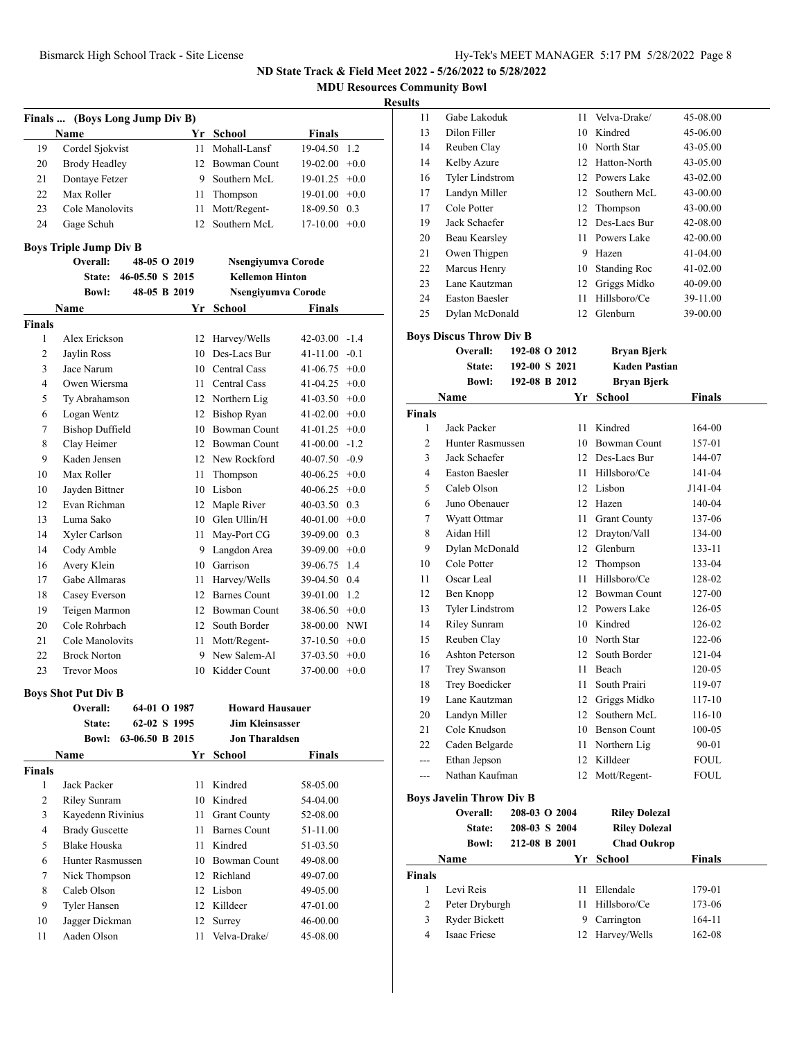**ND State Track & Field Meet 2022 - 5/26/2022 to 5/28/2022**

**MDU Resources Community Bowl**

**Results**

### Finals ... (Boys Long Jump Div B)

| | Name | Yr | School | Finals | |
|---|---|---|---|---|---|
| 19 | Cordel Sjokvist | 11 | Mohall-Lansf | 19-04.50 | 1.2 |
| 20 | Brody Headley | 12 | Bowman Count | 19-02.00 | +0.0 |
| 21 | Dontaye Fetzer | 9 | Southern McL | 19-01.25 | +0.0 |
| 22 | Max Roller | 11 | Thompson | 19-01.00 | +0.0 |
| 23 | Cole Manolovits | 11 | Mott/Regent- | 18-09.50 | 0.3 |
| 24 | Gage Schuh | 12 | Southern McL | 17-10.00 | +0.0 |

### Boys Triple Jump Div B

Overall: 48-05 O 2019 Nsengiyumva Corode
State: 46-05.50 S 2015 Kellemon Hinton
Bowl: 48-05 B 2019 Nsengiyumva Corode

| | Name | Yr | School | Finals | |
|---|---|---|---|---|---|
| **Finals** | | | | | |
| 1 | Alex Erickson | 12 | Harvey/Wells | 42-03.00 | -1.4 |
| 2 | Jaylin Ross | 10 | Des-Lacs Bur | 41-11.00 | -0.1 |
| 3 | Jace Narum | 10 | Central Cass | 41-06.75 | +0.0 |
| 4 | Owen Wiersma | 11 | Central Cass | 41-04.25 | +0.0 |
| 5 | Ty Abrahamson | 12 | Northern Lig | 41-03.50 | +0.0 |
| 6 | Logan Wentz | 12 | Bishop Ryan | 41-02.00 | +0.0 |
| 7 | Bishop Duffield | 10 | Bowman Count | 41-01.25 | +0.0 |
| 8 | Clay Heimer | 12 | Bowman Count | 41-00.00 | -1.2 |
| 9 | Kaden Jensen | 12 | New Rockford | 40-07.50 | -0.9 |
| 10 | Max Roller | 11 | Thompson | 40-06.25 | +0.0 |
| 10 | Jayden Bittner | 10 | Lisbon | 40-06.25 | +0.0 |
| 12 | Evan Richman | 12 | Maple River | 40-03.50 | 0.3 |
| 13 | Luma Sako | 10 | Glen Ullin/H | 40-01.00 | +0.0 |
| 14 | Xyler Carlson | 11 | May-Port CG | 39-09.00 | 0.3 |
| 14 | Cody Amble | 9 | Langdon Area | 39-09.00 | +0.0 |
| 16 | Avery Klein | 10 | Garrison | 39-06.75 | 1.4 |
| 17 | Gabe Allmaras | 11 | Harvey/Wells | 39-04.50 | 0.4 |
| 18 | Casey Everson | 12 | Barnes Count | 39-01.00 | 1.2 |
| 19 | Teigen Marmon | 12 | Bowman Count | 38-06.50 | +0.0 |
| 20 | Cole Rohrbach | 12 | South Border | 38-00.00 | NWI |
| 21 | Cole Manolovits | 11 | Mott/Regent- | 37-10.50 | +0.0 |
| 22 | Brock Norton | 9 | New Salem-Al | 37-03.50 | +0.0 |
| 23 | Trevor Moos | 10 | Kidder Count | 37-00.00 | +0.0 |

### Boys Shot Put Div B

Overall: 64-01 O 1987 Howard Hausauer
State: 62-02 S 1995 Jim Kleinsasser
Bowl: 63-06.50 B 2015 Jon Tharaldsen

| | Name | Yr | School | Finals |
|---|---|---|---|---|
| **Finals** | | | | |
| 1 | Jack Packer | 11 | Kindred | 58-05.00 |
| 2 | Riley Sunram | 10 | Kindred | 54-04.00 |
| 3 | Kayedenn Rivinius | 11 | Grant County | 52-08.00 |
| 4 | Brady Guscette | 11 | Barnes Count | 51-11.00 |
| 5 | Blake Houska | 11 | Kindred | 51-03.50 |
| 6 | Hunter Rasmussen | 10 | Bowman Count | 49-08.00 |
| 7 | Nick Thompson | 12 | Richland | 49-07.00 |
| 8 | Caleb Olson | 12 | Lisbon | 49-05.00 |
| 9 | Tyler Hansen | 12 | Killdeer | 47-01.00 |
| 10 | Jagger Dickman | 12 | Surrey | 46-00.00 |
| 11 | Aaden Olson | 11 | Velva-Drake/ | 45-08.00 |
| 11 | Gabe Lakoduk | 11 | Velva-Drake/ | 45-08.00 |
| 13 | Dilon Filler | 10 | Kindred | 45-06.00 |
| 14 | Reuben Clay | 10 | North Star | 43-05.00 |
| 14 | Kelby Azure | 12 | Hatton-North | 43-05.00 |
| 16 | Tyler Lindstrom | 12 | Powers Lake | 43-02.00 |
| 17 | Landyn Miller | 12 | Southern McL | 43-00.00 |
| 17 | Cole Potter | 12 | Thompson | 43-00.00 |
| 19 | Jack Schaefer | 12 | Des-Lacs Bur | 42-08.00 |
| 20 | Beau Kearsley | 11 | Powers Lake | 42-00.00 |
| 21 | Owen Thigpen | 9 | Hazen | 41-04.00 |
| 22 | Marcus Henry | 10 | Standing Roc | 41-02.00 |
| 23 | Lane Kautzman | 12 | Griggs Midko | 40-09.00 |
| 24 | Easton Baesler | 11 | Hillsboro/Ce | 39-11.00 |
| 25 | Dylan McDonald | 12 | Glenburn | 39-00.00 |

### Boys Discus Throw Div B

Overall: 192-08 O 2012 Bryan Bjerk
State: 192-00 S 2021 Kaden Pastian
Bowl: 192-08 B 2012 Bryan Bjerk

| | Name | Yr | School | Finals |
|---|---|---|---|---|
| **Finals** | | | | |
| 1 | Jack Packer | 11 | Kindred | 164-00 |
| 2 | Hunter Rasmussen | 10 | Bowman Count | 157-01 |
| 3 | Jack Schaefer | 12 | Des-Lacs Bur | 144-07 |
| 4 | Easton Baesler | 11 | Hillsboro/Ce | 141-04 |
| 5 | Caleb Olson | 12 | Lisbon | J141-04 |
| 6 | Juno Obenauer | 12 | Hazen | 140-04 |
| 7 | Wyatt Ottmar | 11 | Grant County | 137-06 |
| 8 | Aidan Hill | 12 | Drayton/Vall | 134-00 |
| 9 | Dylan McDonald | 12 | Glenburn | 133-11 |
| 10 | Cole Potter | 12 | Thompson | 133-04 |
| 11 | Oscar Leal | 11 | Hillsboro/Ce | 128-02 |
| 12 | Ben Knopp | 12 | Bowman Count | 127-00 |
| 13 | Tyler Lindstrom | 12 | Powers Lake | 126-05 |
| 14 | Riley Sunram | 10 | Kindred | 126-02 |
| 15 | Reuben Clay | 10 | North Star | 122-06 |
| 16 | Ashton Peterson | 12 | South Border | 121-04 |
| 17 | Trey Swanson | 11 | Beach | 120-05 |
| 18 | Trey Boedicker | 11 | South Prairi | 119-07 |
| 19 | Lane Kautzman | 12 | Griggs Midko | 117-10 |
| 20 | Landyn Miller | 12 | Southern McL | 116-10 |
| 21 | Cole Knudson | 10 | Benson Count | 100-05 |
| 22 | Caden Belgarde | 11 | Northern Lig | 90-01 |
| --- | Ethan Jepson | 12 | Killdeer | FOUL |
| --- | Nathan Kaufman | 12 | Mott/Regent- | FOUL |

### Boys Javelin Throw Div B

Overall: 208-03 O 2004 Riley Dolezal
State: 208-03 S 2004 Riley Dolezal
Bowl: 212-08 B 2001 Chad Oukrop

| | Name | Yr | School | Finals |
|---|---|---|---|---|
| **Finals** | | | | |
| 1 | Levi Reis | 11 | Ellendale | 179-01 |
| 2 | Peter Dryburgh | 11 | Hillsboro/Ce | 173-06 |
| 3 | Ryder Bickett | 9 | Carrington | 164-11 |
| 4 | Isaac Friese | 12 | Harvey/Wells | 162-08 |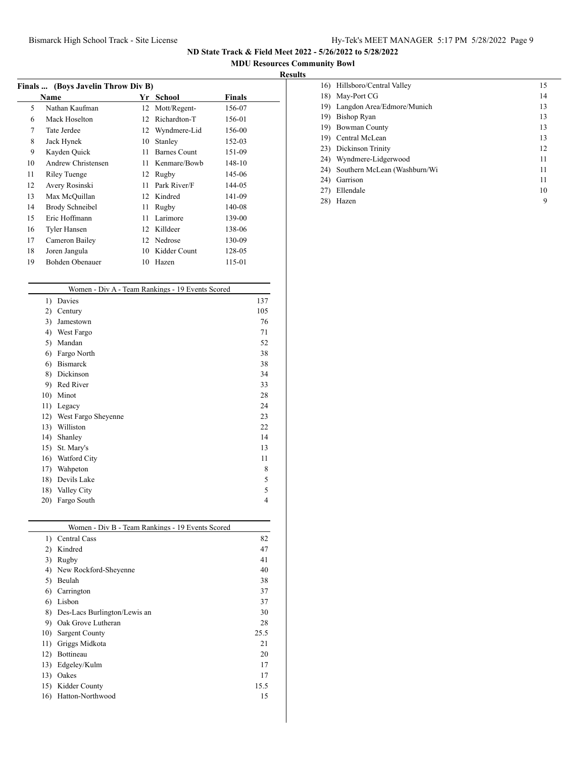# ND State Track & Field Meet 2022 - 5/26/2022 to 5/28/2022

## MDU Resources Community Bowl

### Results

**Finals ... (Boys Javelin Throw Div B)**

| | Name | Yr | School | Finals |
|---|---|---|---|---|
| 5 | Nathan Kaufman | 12 | Mott/Regent- | 156-07 |
| 6 | Mack Hoselton | 12 | Richardton-T | 156-01 |
| 7 | Tate Jerdee | 12 | Wyndmere-Lid | 156-00 |
| 8 | Jack Hynek | 10 | Stanley | 152-03 |
| 9 | Kayden Quick | 11 | Barnes Count | 151-09 |
| 10 | Andrew Christensen | 11 | Kenmare/Bowb | 148-10 |
| 11 | Riley Tuenge | 12 | Rugby | 145-06 |
| 12 | Avery Rosinski | 11 | Park River/F | 144-05 |
| 13 | Max McQuillan | 12 | Kindred | 141-09 |
| 14 | Brody Schneibel | 11 | Rugby | 140-08 |
| 15 | Eric Hoffmann | 11 | Larimore | 139-00 |
| 16 | Tyler Hansen | 12 | Killdeer | 138-06 |
| 17 | Cameron Bailey | 12 | Nedrose | 130-09 |
| 18 | Joren Jangula | 10 | Kidder Count | 128-05 |
| 19 | Bohden Obenauer | 10 | Hazen | 115-01 |

**Women - Div A - Team Rankings - 19 Events Scored**

| Rank | Team | Points |
|---|---|---|
| 1) | Davies | 137 |
| 2) | Century | 105 |
| 3) | Jamestown | 76 |
| 4) | West Fargo | 71 |
| 5) | Mandan | 52 |
| 6) | Fargo North | 38 |
| 6) | Bismarck | 38 |
| 8) | Dickinson | 34 |
| 9) | Red River | 33 |
| 10) | Minot | 28 |
| 11) | Legacy | 24 |
| 12) | West Fargo Sheyenne | 23 |
| 13) | Williston | 22 |
| 14) | Shanley | 14 |
| 15) | St. Mary's | 13 |
| 16) | Watford City | 11 |
| 17) | Wahpeton | 8 |
| 18) | Devils Lake | 5 |
| 18) | Valley City | 5 |
| 20) | Fargo South | 4 |

**Women - Div B - Team Rankings - 19 Events Scored**

| Rank | Team | Points |
|---|---|---|
| 1) | Central Cass | 82 |
| 2) | Kindred | 47 |
| 3) | Rugby | 41 |
| 4) | New Rockford-Sheyenne | 40 |
| 5) | Beulah | 38 |
| 6) | Carrington | 37 |
| 6) | Lisbon | 37 |
| 8) | Des-Lacs Burlington/Lewis an | 30 |
| 9) | Oak Grove Lutheran | 28 |
| 10) | Sargent County | 25.5 |
| 11) | Griggs Midkota | 21 |
| 12) | Bottineau | 20 |
| 13) | Edgeley/Kulm | 17 |
| 13) | Oakes | 17 |
| 15) | Kidder County | 15.5 |
| 16) | Hatton-Northwood | 15 |
| 16) | Hillsboro/Central Valley | 15 |
| 18) | May-Port CG | 14 |
| 19) | Langdon Area/Edmore/Munich | 13 |
| 19) | Bishop Ryan | 13 |
| 19) | Bowman County | 13 |
| 19) | Central McLean | 13 |
| 23) | Dickinson Trinity | 12 |
| 24) | Wyndmere-Lidgerwood | 11 |
| 24) | Southern McLean (Washburn/Wi | 11 |
| 24) | Garrison | 11 |
| 27) | Ellendale | 10 |
| 28) | Hazen | 9 |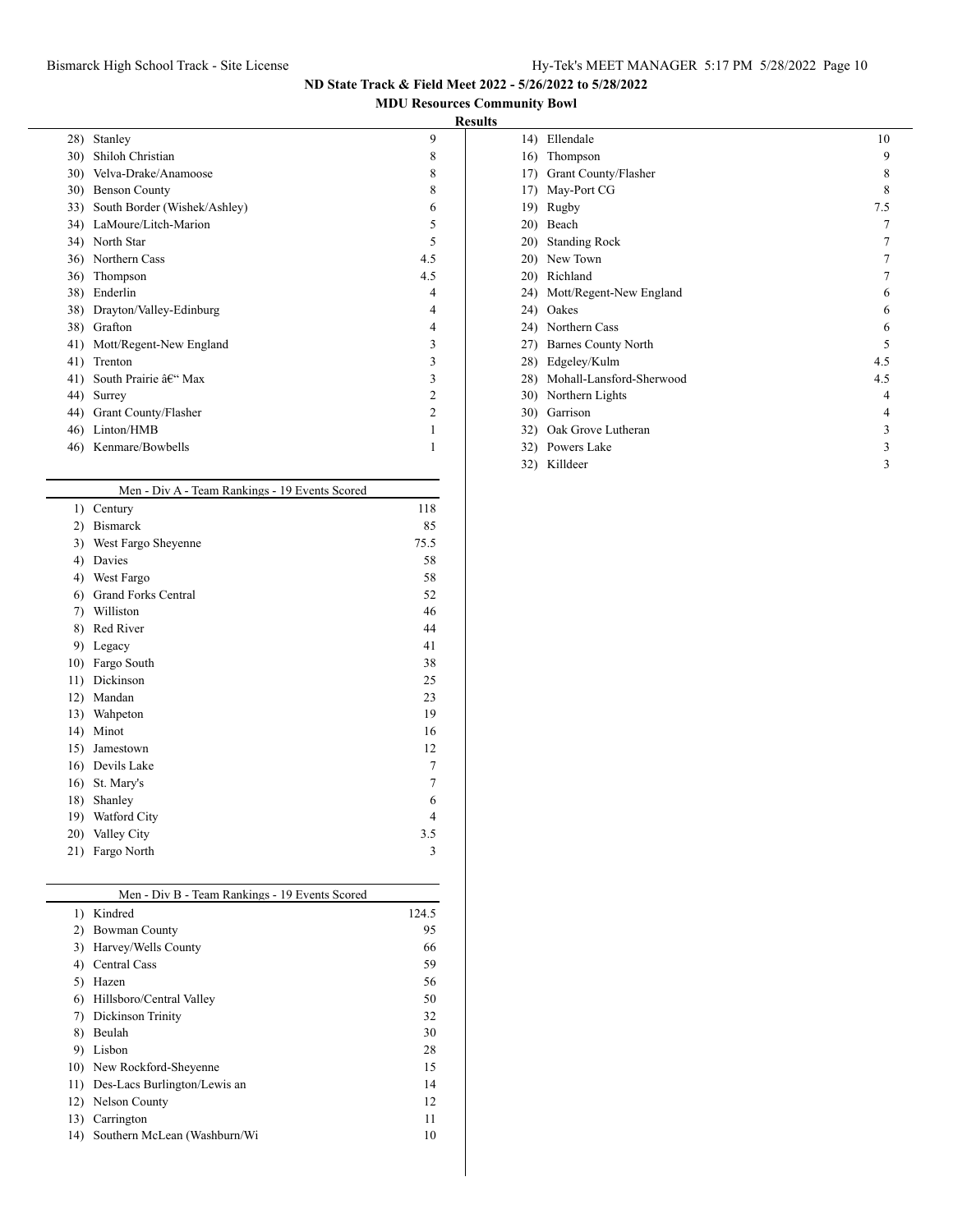## ND State Track & Field Meet 2022 - 5/26/2022 to 5/28/2022

### MDU Resources Community Bowl

**Results**

| Rank | Team | Points |
|---|---|---|
| 28) | Stanley | 9 |
| 30) | Shiloh Christian | 8 |
| 30) | Velva-Drake/Anamoose | 8 |
| 30) | Benson County | 8 |
| 33) | South Border (Wishek/Ashley) | 6 |
| 34) | LaMoure/Litch-Marion | 5 |
| 34) | North Star | 5 |
| 36) | Northern Cass | 4.5 |
| 36) | Thompson | 4.5 |
| 38) | Enderlin | 4 |
| 38) | Drayton/Valley-Edinburg | 4 |
| 38) | Grafton | 4 |
| 41) | Mott/Regent-New England | 3 |
| 41) | Trenton | 3 |
| 41) | South Prairie â€“ Max | 3 |
| 44) | Surrey | 2 |
| 44) | Grant County/Flasher | 2 |
| 46) | Linton/HMB | 1 |
| 46) | Kenmare/Bowbells | 1 |

**Men - Div A - Team Rankings - 19 Events Scored**

| Rank | Team | Points |
|---|---|---|
| 1) | Century | 118 |
| 2) | Bismarck | 85 |
| 3) | West Fargo Sheyenne | 75.5 |
| 4) | Davies | 58 |
| 4) | West Fargo | 58 |
| 6) | Grand Forks Central | 52 |
| 7) | Williston | 46 |
| 8) | Red River | 44 |
| 9) | Legacy | 41 |
| 10) | Fargo South | 38 |
| 11) | Dickinson | 25 |
| 12) | Mandan | 23 |
| 13) | Wahpeton | 19 |
| 14) | Minot | 16 |
| 15) | Jamestown | 12 |
| 16) | Devils Lake | 7 |
| 16) | St. Mary's | 7 |
| 18) | Shanley | 6 |
| 19) | Watford City | 4 |
| 20) | Valley City | 3.5 |
| 21) | Fargo North | 3 |

**Men - Div B - Team Rankings - 19 Events Scored**

| Rank | Team | Points |
|---|---|---|
| 1) | Kindred | 124.5 |
| 2) | Bowman County | 95 |
| 3) | Harvey/Wells County | 66 |
| 4) | Central Cass | 59 |
| 5) | Hazen | 56 |
| 6) | Hillsboro/Central Valley | 50 |
| 7) | Dickinson Trinity | 32 |
| 8) | Beulah | 30 |
| 9) | Lisbon | 28 |
| 10) | New Rockford-Sheyenne | 15 |
| 11) | Des-Lacs Burlington/Lewis an | 14 |
| 12) | Nelson County | 12 |
| 13) | Carrington | 11 |
| 14) | Southern McLean (Washburn/Wi | 10 |
| 14) | Ellendale | 10 |
| 16) | Thompson | 9 |
| 17) | Grant County/Flasher | 8 |
| 17) | May-Port CG | 8 |
| 19) | Rugby | 7.5 |
| 20) | Beach | 7 |
| 20) | Standing Rock | 7 |
| 20) | New Town | 7 |
| 20) | Richland | 7 |
| 24) | Mott/Regent-New England | 6 |
| 24) | Oakes | 6 |
| 24) | Northern Cass | 6 |
| 27) | Barnes County North | 5 |
| 28) | Edgeley/Kulm | 4.5 |
| 28) | Mohall-Lansford-Sherwood | 4.5 |
| 30) | Northern Lights | 4 |
| 30) | Garrison | 4 |
| 32) | Oak Grove Lutheran | 3 |
| 32) | Powers Lake | 3 |
| 32) | Killdeer | 3 |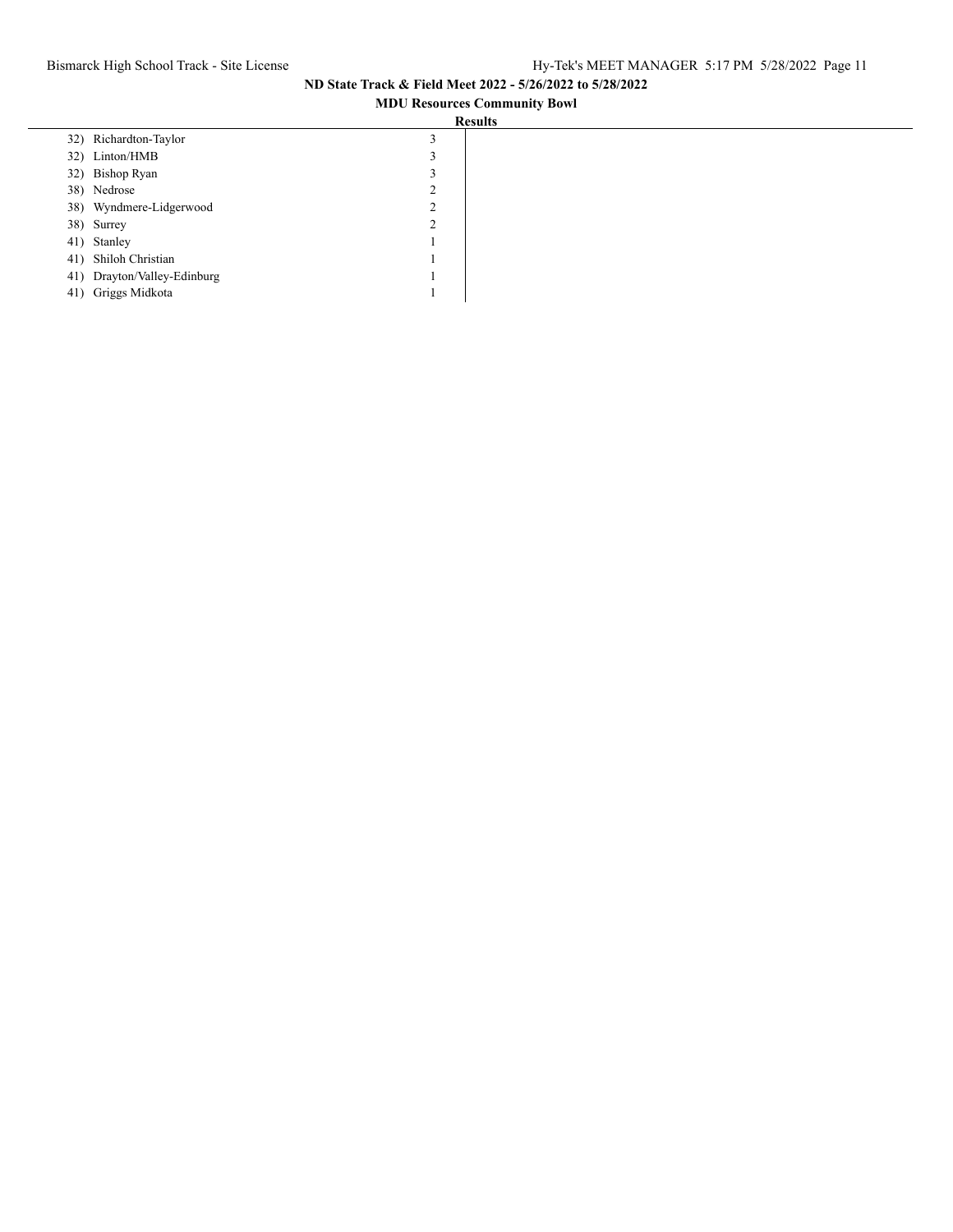## ND State Track & Field Meet 2022 - 5/26/2022 to 5/28/2022

### MDU Resources Community Bowl

**Results**

| | | |
|---|---|---|
| 32) | Richardton-Taylor | 3 |
| 32) | Linton/HMB | 3 |
| 32) | Bishop Ryan | 3 |
| 38) | Nedrose | 2 |
| 38) | Wyndmere-Lidgerwood | 2 |
| 38) | Surrey | 2 |
| 41) | Stanley | 1 |
| 41) | Shiloh Christian | 1 |
| 41) | Drayton/Valley-Edinburg | 1 |
| 41) | Griggs Midkota | 1 |